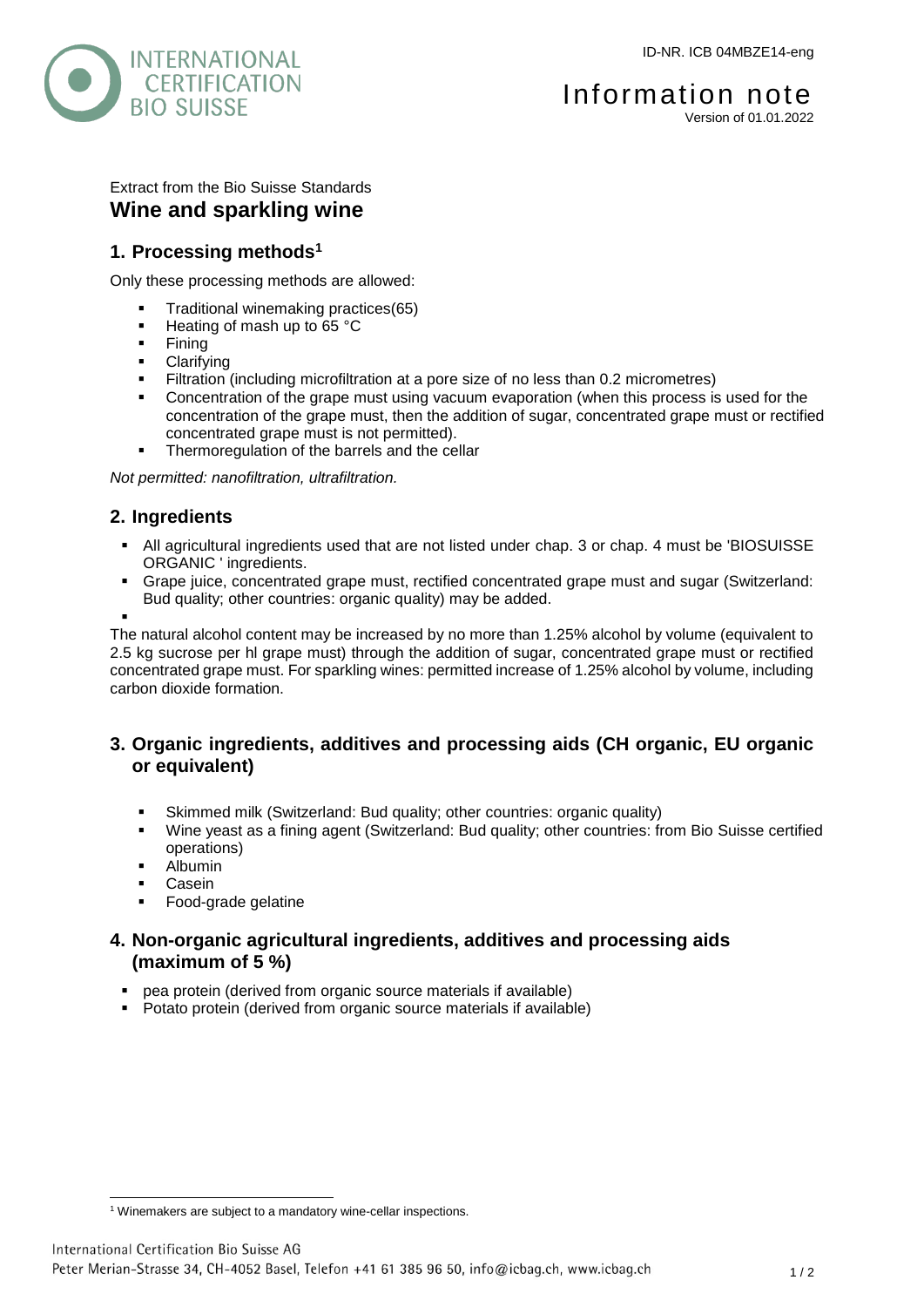ID-NR. ICB 04MBZE14-eng

# Information note

Version of 01.01.2022

Extract from the Bio Suisse Standards

## Wine and sparkling wine

### 1. Processing methods[1]

Only these processing methods are allowed:

- Traditional winemaking practices(65)
- Heating of mash up to 65 °C
- Fining
- Clarifying
- Filtration (including microfiltration at a pore size of no less than 0.2 micrometres)
- Concentration of the grape must using vacuum evaporation (when this process is used for the concentration of the grape must, then the addition of sugar, concentrated grape must or rectified concentrated grape must is not permitted).
- Thermoregulation of the barrels and the cellar

*Not permitted: nanofiltration, ultrafiltration.*

### 2. Ingredients

- All agricultural ingredients used that are not listed under chap. 3 or chap. 4 must be 'BIOSUISSE ORGANIC ' ingredients.
- Grape juice, concentrated grape must, rectified concentrated grape must and sugar (Switzerland: Bud quality; other countries: organic quality) may be added.
-

The natural alcohol content may be increased by no more than 1.25% alcohol by volume (equivalent to 2.5 kg sucrose per hl grape must) through the addition of sugar, concentrated grape must or rectified concentrated grape must. For sparkling wines: permitted increase of 1.25% alcohol by volume, including carbon dioxide formation.

### 3. Organic ingredients, additives and processing aids (CH organic, EU organic or equivalent)

- Skimmed milk (Switzerland: Bud quality; other countries: organic quality)
- Wine yeast as a fining agent (Switzerland: Bud quality; other countries: from Bio Suisse certified operations)
- Albumin
- Casein
- Food-grade gelatine

### 4. Non-organic agricultural ingredients, additives and processing aids (maximum of 5 %)

- pea protein (derived from organic source materials if available)
- Potato protein (derived from organic source materials if available)

[1] Winemakers are subject to a mandatory wine-cellar inspections.

International Certification Bio Suisse AG
Peter Merian-Strasse 34, CH-4052 Basel, Telefon +41 61 385 96 50, info@icbag.ch, www.icbag.ch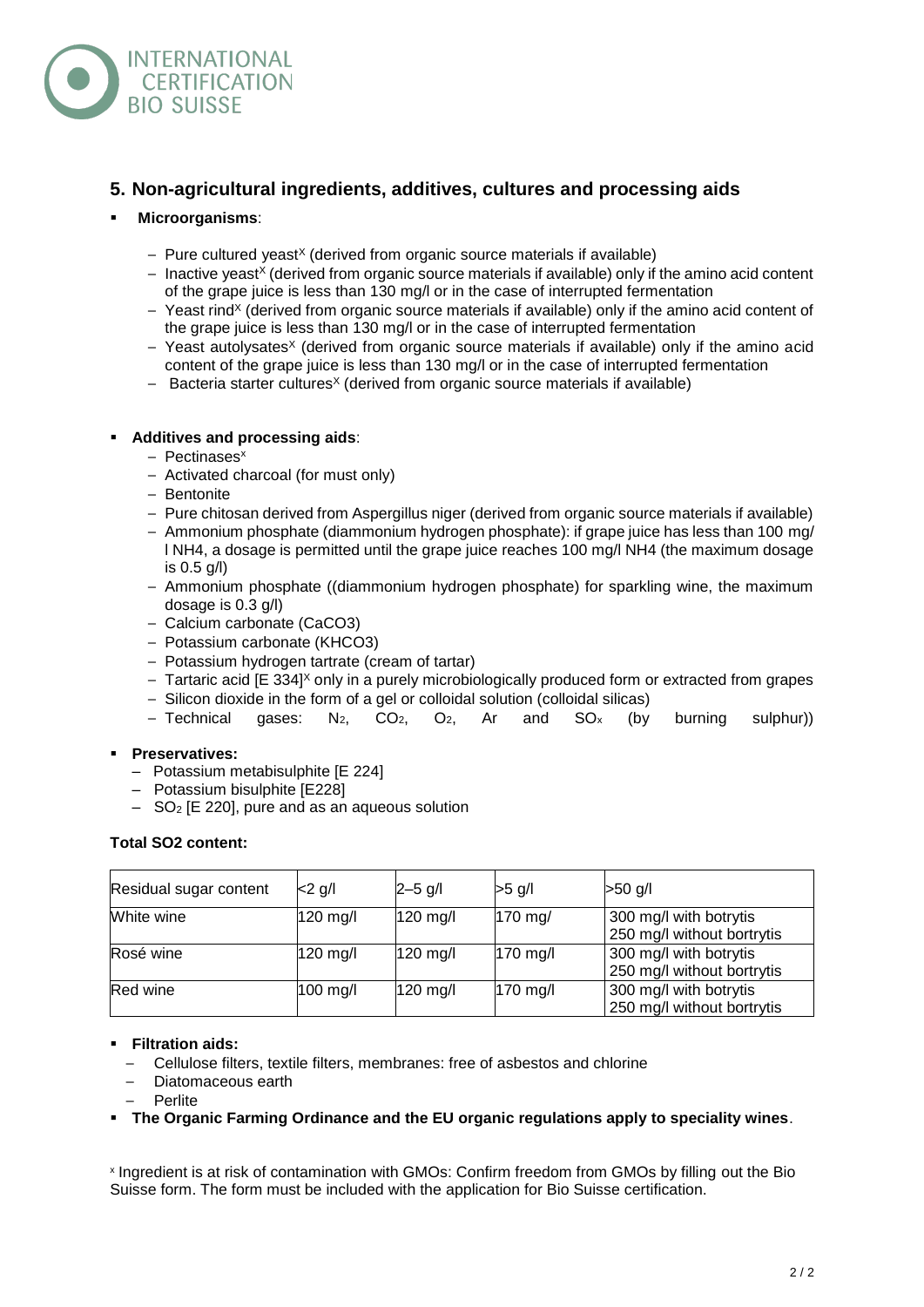## 5. Non-agricultural ingredients, additives, cultures and processing aids

- **Microorganisms**:
  - Pure cultured yeast[x] (derived from organic source materials if available)
  - Inactive yeast[x] (derived from organic source materials if available) only if the amino acid content of the grape juice is less than 130 mg/l or in the case of interrupted fermentation
  - Yeast rind[x] (derived from organic source materials if available) only if the amino acid content of the grape juice is less than 130 mg/l or in the case of interrupted fermentation
  - Yeast autolysates[x] (derived from organic source materials if available) only if the amino acid content of the grape juice is less than 130 mg/l or in the case of interrupted fermentation
  - Bacteria starter cultures[x] (derived from organic source materials if available)

- **Additives and processing aids**:
  - Pectinases[x]
  - Activated charcoal (for must only)
  - Bentonite
  - Pure chitosan derived from Aspergillus niger (derived from organic source materials if available)
  - Ammonium phosphate (diammonium hydrogen phosphate): if grape juice has less than 100 mg/l $NH_4$, a dosage is permitted until the grape juice reaches 100 mg/l $NH_4$ (the maximum dosage is 0.5 g/l)
  - Ammonium phosphate ((diammonium hydrogen phosphate) for sparkling wine, the maximum dosage is 0.3 g/l)
  - Calcium carbonate ($CaCO_3$)
  - Potassium carbonate ($KHCO_3$)
  - Potassium hydrogen tartrate (cream of tartar)
  - Tartaric acid [E 334][x] only in a purely microbiologically produced form or extracted from grapes
  - Silicon dioxide in the form of a gel or colloidal solution (colloidal silicas)
  - Technical gases: $N_2$, $CO_2$, $O_2$, Ar and $SO_x$ (by burning sulphur))

- **Preservatives:**
  - Potassium metabisulphite [E 224]
  - Potassium bisulphite [E228]
  - $SO_2$ [E 220], pure and as an aqueous solution

**Total SO2 content:**

| Residual sugar content | <2 g/l | 2–5 g/l | >5 g/l | >50 g/l |
|---|---|---|---|---|
| White wine | 120 mg/l | 120 mg/l | 170 mg/ | 300 mg/l with botrytis<br>250 mg/l without bortrytis |
| Rosé wine | 120 mg/l | 120 mg/l | 170 mg/l | 300 mg/l with botrytis<br>250 mg/l without bortrytis |
| Red wine | 100 mg/l | 120 mg/l | 170 mg/l | 300 mg/l with botrytis<br>250 mg/l without bortrytis |

- **Filtration aids:**
  - Cellulose filters, textile filters, membranes: free of asbestos and chlorine
  - Diatomaceous earth
  - Perlite
- **The Organic Farming Ordinance and the EU organic regulations apply to speciality wines**.

[x] Ingredient is at risk of contamination with GMOs: Confirm freedom from GMOs by filling out the Bio Suisse form. The form must be included with the application for Bio Suisse certification.